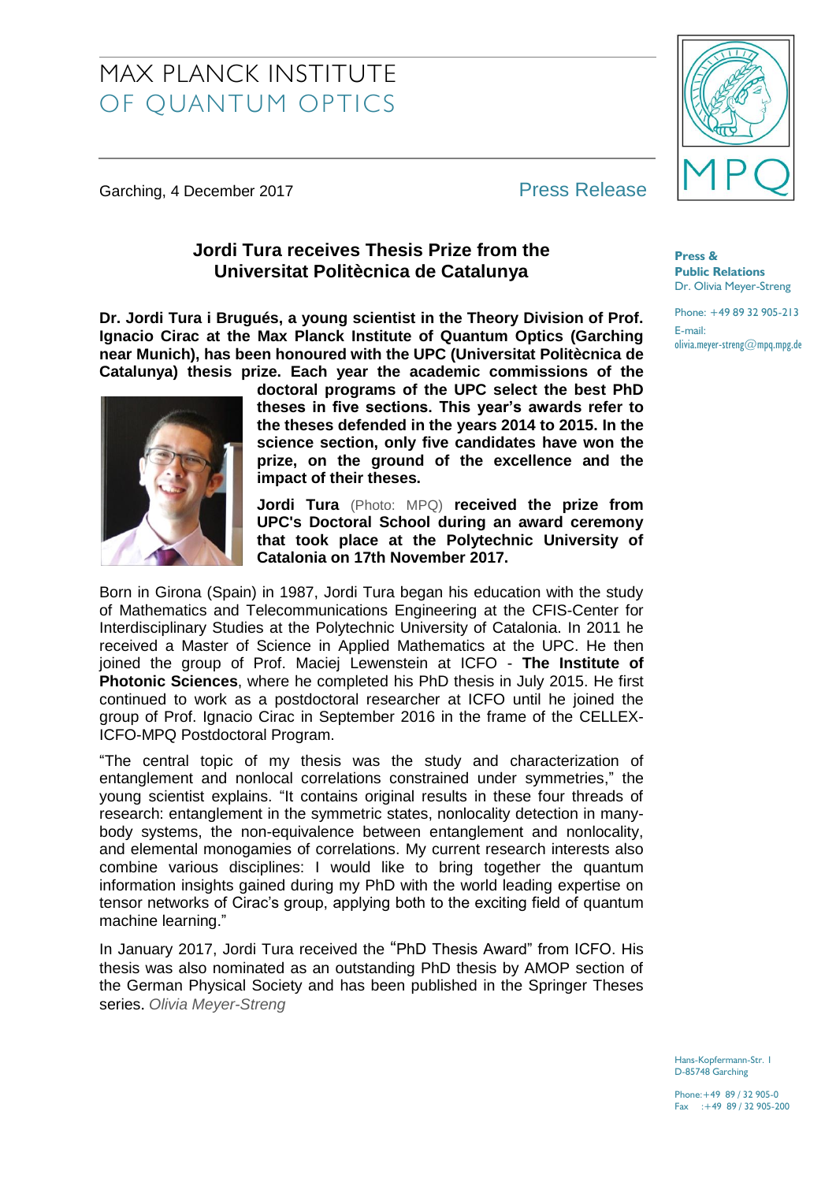MAX PLANCK INSTITUTE
OF QUANTUM OPTICS

Garching, 4 December 2017

Press Release

**Press & Public Relations**
Dr. Olivia Meyer-Streng

Phone: +49 89 32 905-213
E-mail: olivia.meyer-streng@mpq.mpg.de

## Jordi Tura receives Thesis Prize from the Universitat Politècnica de Catalunya

**Dr. Jordi Tura i Brugués, a young scientist in the Theory Division of Prof. Ignacio Cirac at the Max Planck Institute of Quantum Optics (Garching near Munich), has been honoured with the UPC (Universitat Politècnica de Catalunya) thesis prize. Each year the academic commissions of the doctoral programs of the UPC select the best PhD theses in five sections. This year's awards refer to the theses defended in the years 2014 to 2015. In the science section, only five candidates have won the prize, on the ground of the excellence and the impact of their theses.**

**Jordi Tura** (Photo: MPQ) **received the prize from UPC's Doctoral School during an award ceremony that took place at the Polytechnic University of Catalonia on 17th November 2017.**

Born in Girona (Spain) in 1987, Jordi Tura began his education with the study of Mathematics and Telecommunications Engineering at the CFIS-Center for Interdisciplinary Studies at the Polytechnic University of Catalonia. In 2011 he received a Master of Science in Applied Mathematics at the UPC. He then joined the group of Prof. Maciej Lewenstein at ICFO - **The Institute of Photonic Sciences**, where he completed his PhD thesis in July 2015. He first continued to work as a postdoctoral researcher at ICFO until he joined the group of Prof. Ignacio Cirac in September 2016 in the frame of the CELLEX-ICFO-MPQ Postdoctoral Program.

"The central topic of my thesis was the study and characterization of entanglement and nonlocal correlations constrained under symmetries," the young scientist explains. "It contains original results in these four threads of research: entanglement in the symmetric states, nonlocality detection in many-body systems, the non-equivalence between entanglement and nonlocality, and elemental monogamies of correlations. My current research interests also combine various disciplines: I would like to bring together the quantum information insights gained during my PhD with the world leading expertise on tensor networks of Cirac's group, applying both to the exciting field of quantum machine learning."

In January 2017, Jordi Tura received the "PhD Thesis Award" from ICFO. His thesis was also nominated as an outstanding PhD thesis by AMOP section of the German Physical Society and has been published in the Springer Theses series. *Olivia Meyer-Streng*

Hans-Kopfermann-Str. 1
D-85748 Garching

Phone: +49 89 / 32 905-0
Fax : +49 89 / 32 905-200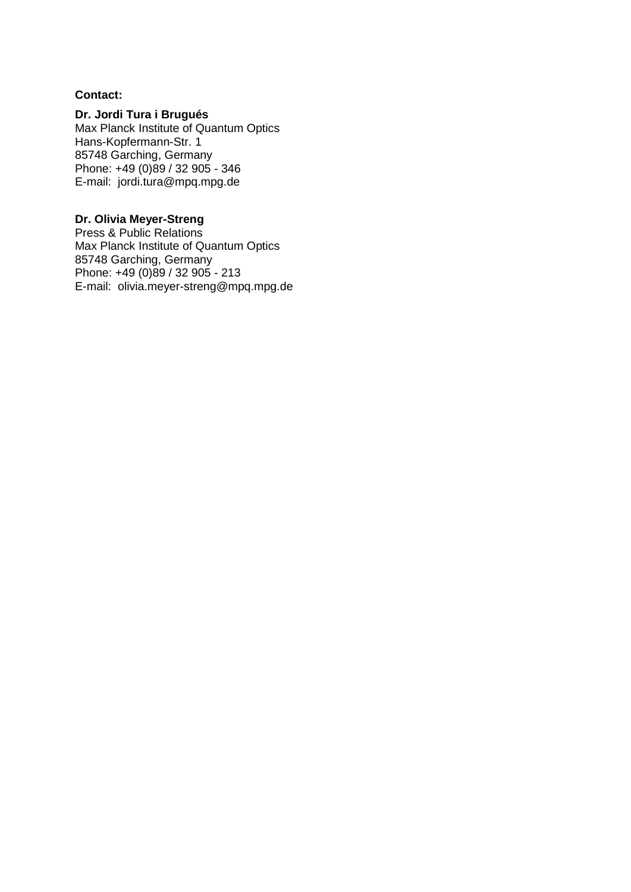**Contact:**

**Dr. Jordi Tura i Brugués**
Max Planck Institute of Quantum Optics
Hans-Kopfermann-Str. 1
85748 Garching, Germany
Phone: +49 (0)89 / 32 905 - 346
E-mail: jordi.tura@mpq.mpg.de

**Dr. Olivia Meyer-Streng**
Press & Public Relations
Max Planck Institute of Quantum Optics
85748 Garching, Germany
Phone: +49 (0)89 / 32 905 - 213
E-mail: olivia.meyer-streng@mpq.mpg.de